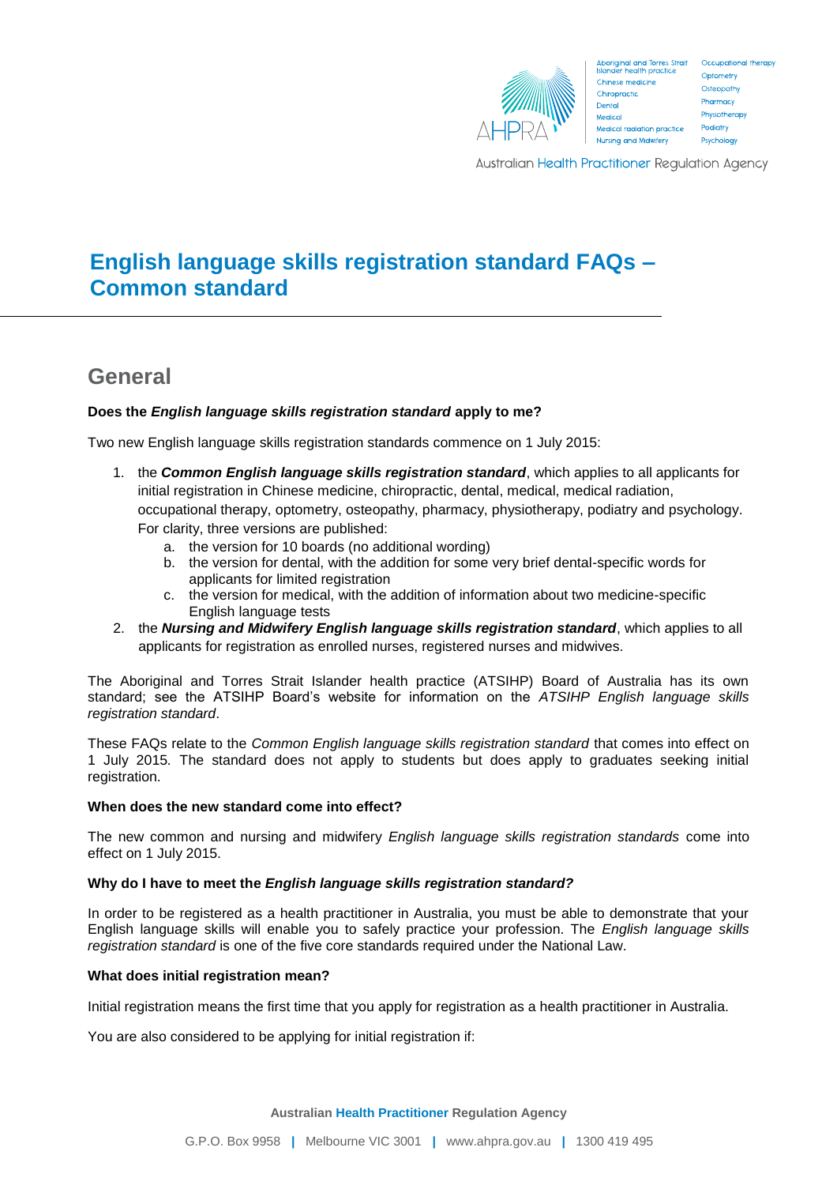# English language skills registration standard FAQs – Common standard

## General

**Does the *English language skills registration standard* apply to me?**

Two new English language skills registration standards commence on 1 July 2015:

1. the ***Common English language skills registration standard***, which applies to all applicants for initial registration in Chinese medicine, chiropractic, dental, medical, medical radiation, occupational therapy, optometry, osteopathy, pharmacy, physiotherapy, podiatry and psychology. For clarity, three versions are published:
   a. the version for 10 boards (no additional wording)
   b. the version for dental, with the addition for some very brief dental-specific words for applicants for limited registration
   c. the version for medical, with the addition of information about two medicine-specific English language tests
2. the ***Nursing and Midwifery English language skills registration standard***, which applies to all applicants for registration as enrolled nurses, registered nurses and midwives.

The Aboriginal and Torres Strait Islander health practice (ATSIHP) Board of Australia has its own standard; see the ATSIHP Board's website for information on the *ATSIHP English language skills registration standard*.

These FAQs relate to the *Common English language skills registration standard* that comes into effect on 1 July 2015. The standard does not apply to students but does apply to graduates seeking initial registration.

**When does the new standard come into effect?**

The new common and nursing and midwifery *English language skills registration standards* come into effect on 1 July 2015.

**Why do I have to meet the *English language skills registration standard?***

In order to be registered as a health practitioner in Australia, you must be able to demonstrate that your English language skills will enable you to safely practice your profession. The *English language skills registration standard* is one of the five core standards required under the National Law.

**What does initial registration mean?**

Initial registration means the first time that you apply for registration as a health practitioner in Australia.

You are also considered to be applying for initial registration if: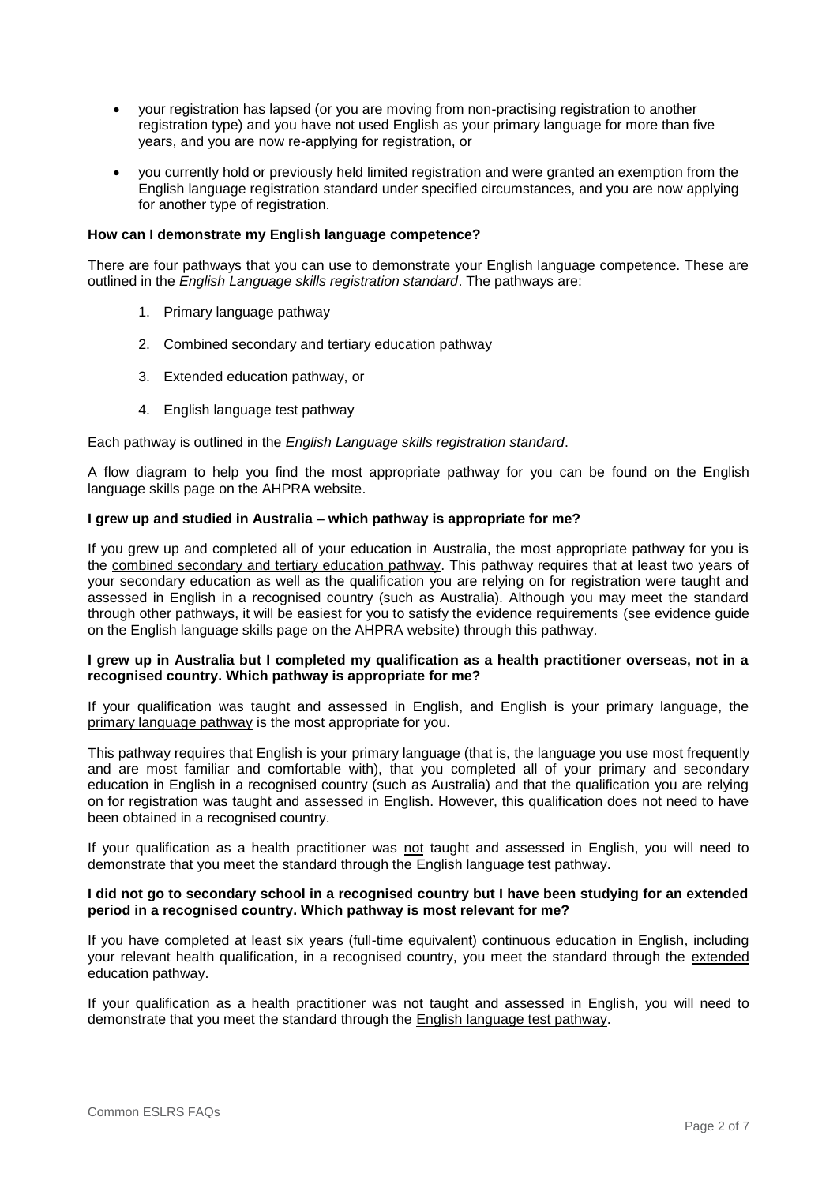- your registration has lapsed (or you are moving from non-practising registration to another registration type) and you have not used English as your primary language for more than five years, and you are now re-applying for registration, or
- you currently hold or previously held limited registration and were granted an exemption from the English language registration standard under specified circumstances, and you are now applying for another type of registration.

**How can I demonstrate my English language competence?**

There are four pathways that you can use to demonstrate your English language competence. These are outlined in the *English Language skills registration standard*. The pathways are:

1. Primary language pathway
2. Combined secondary and tertiary education pathway
3. Extended education pathway, or
4. English language test pathway

Each pathway is outlined in the *English Language skills registration standard*.

A flow diagram to help you find the most appropriate pathway for you can be found on the English language skills page on the AHPRA website.

**I grew up and studied in Australia – which pathway is appropriate for me?**

If you grew up and completed all of your education in Australia, the most appropriate pathway for you is the combined secondary and tertiary education pathway. This pathway requires that at least two years of your secondary education as well as the qualification you are relying on for registration were taught and assessed in English in a recognised country (such as Australia). Although you may meet the standard through other pathways, it will be easiest for you to satisfy the evidence requirements (see evidence guide on the English language skills page on the AHPRA website) through this pathway.

**I grew up in Australia but I completed my qualification as a health practitioner overseas, not in a recognised country. Which pathway is appropriate for me?**

If your qualification was taught and assessed in English, and English is your primary language, the primary language pathway is the most appropriate for you.

This pathway requires that English is your primary language (that is, the language you use most frequently and are most familiar and comfortable with), that you completed all of your primary and secondary education in English in a recognised country (such as Australia) and that the qualification you are relying on for registration was taught and assessed in English. However, this qualification does not need to have been obtained in a recognised country.

If your qualification as a health practitioner was not taught and assessed in English, you will need to demonstrate that you meet the standard through the English language test pathway.

**I did not go to secondary school in a recognised country but I have been studying for an extended period in a recognised country. Which pathway is most relevant for me?**

If you have completed at least six years (full-time equivalent) continuous education in English, including your relevant health qualification, in a recognised country, you meet the standard through the extended education pathway.

If your qualification as a health practitioner was not taught and assessed in English, you will need to demonstrate that you meet the standard through the English language test pathway.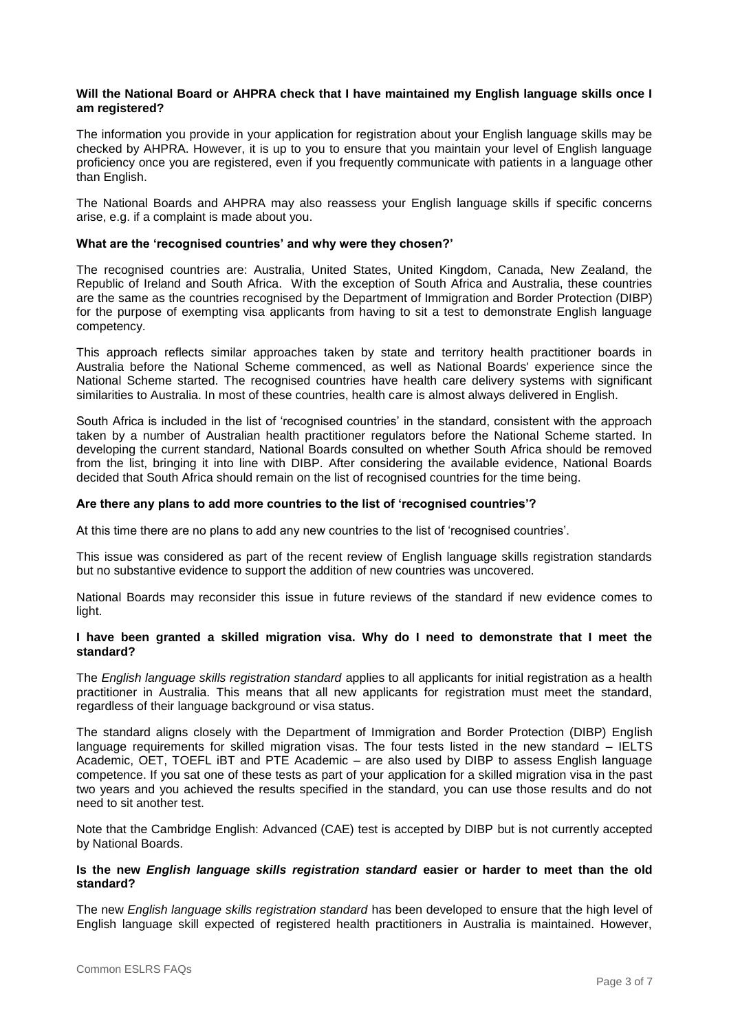**Will the National Board or AHPRA check that I have maintained my English language skills once I am registered?**

The information you provide in your application for registration about your English language skills may be checked by AHPRA. However, it is up to you to ensure that you maintain your level of English language proficiency once you are registered, even if you frequently communicate with patients in a language other than English.

The National Boards and AHPRA may also reassess your English language skills if specific concerns arise, e.g. if a complaint is made about you.

**What are the 'recognised countries' and why were they chosen?'**

The recognised countries are: Australia, United States, United Kingdom, Canada, New Zealand, the Republic of Ireland and South Africa. With the exception of South Africa and Australia, these countries are the same as the countries recognised by the Department of Immigration and Border Protection (DIBP) for the purpose of exempting visa applicants from having to sit a test to demonstrate English language competency.

This approach reflects similar approaches taken by state and territory health practitioner boards in Australia before the National Scheme commenced, as well as National Boards' experience since the National Scheme started. The recognised countries have health care delivery systems with significant similarities to Australia. In most of these countries, health care is almost always delivered in English.

South Africa is included in the list of 'recognised countries' in the standard, consistent with the approach taken by a number of Australian health practitioner regulators before the National Scheme started. In developing the current standard, National Boards consulted on whether South Africa should be removed from the list, bringing it into line with DIBP. After considering the available evidence, National Boards decided that South Africa should remain on the list of recognised countries for the time being.

**Are there any plans to add more countries to the list of 'recognised countries'?**

At this time there are no plans to add any new countries to the list of 'recognised countries'.

This issue was considered as part of the recent review of English language skills registration standards but no substantive evidence to support the addition of new countries was uncovered.

National Boards may reconsider this issue in future reviews of the standard if new evidence comes to light.

**I have been granted a skilled migration visa. Why do I need to demonstrate that I meet the standard?**

The *English language skills registration standard* applies to all applicants for initial registration as a health practitioner in Australia. This means that all new applicants for registration must meet the standard, regardless of their language background or visa status.

The standard aligns closely with the Department of Immigration and Border Protection (DIBP) English language requirements for skilled migration visas. The four tests listed in the new standard – IELTS Academic, OET, TOEFL iBT and PTE Academic – are also used by DIBP to assess English language competence. If you sat one of these tests as part of your application for a skilled migration visa in the past two years and you achieved the results specified in the standard, you can use those results and do not need to sit another test.

Note that the Cambridge English: Advanced (CAE) test is accepted by DIBP but is not currently accepted by National Boards.

**Is the new *English language skills registration standard* easier or harder to meet than the old standard?**

The new *English language skills registration standard* has been developed to ensure that the high level of English language skill expected of registered health practitioners in Australia is maintained. However,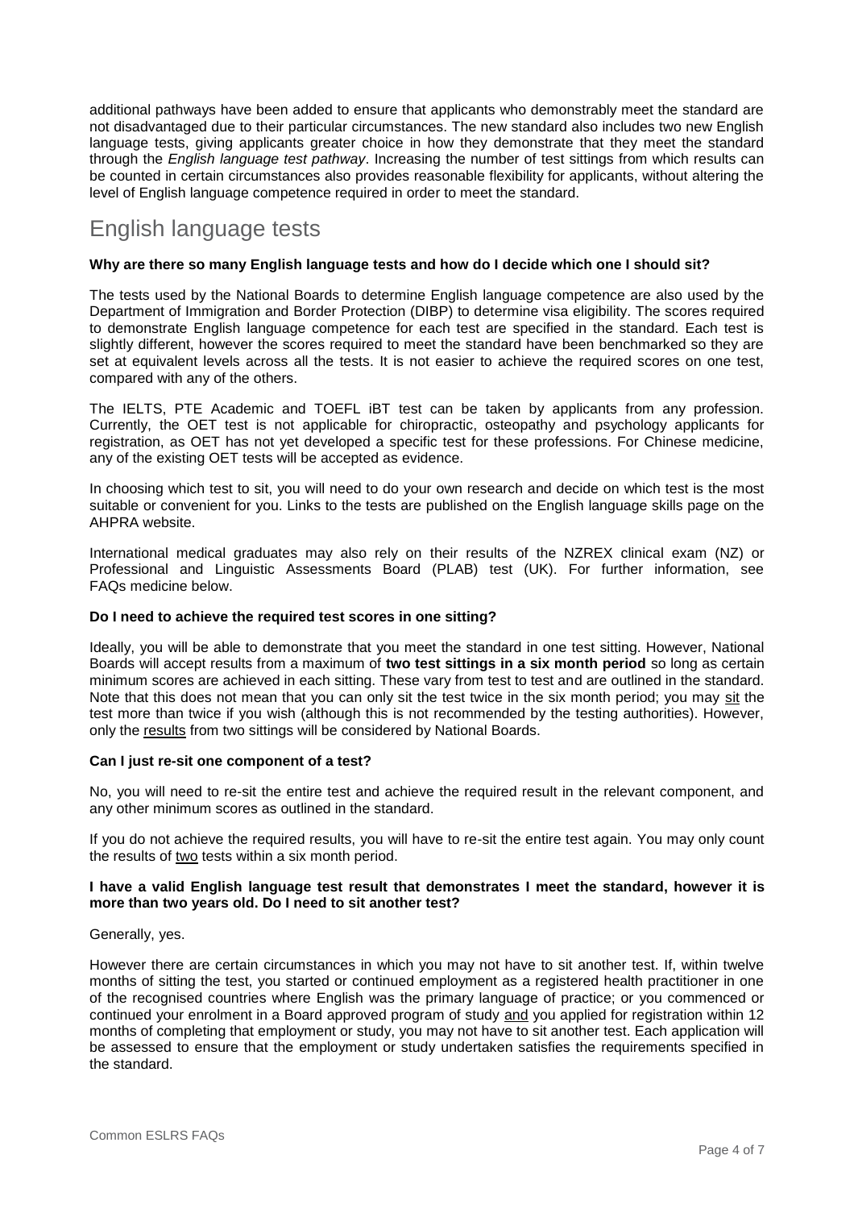additional pathways have been added to ensure that applicants who demonstrably meet the standard are not disadvantaged due to their particular circumstances. The new standard also includes two new English language tests, giving applicants greater choice in how they demonstrate that they meet the standard through the *English language test pathway*. Increasing the number of test sittings from which results can be counted in certain circumstances also provides reasonable flexibility for applicants, without altering the level of English language competence required in order to meet the standard.

## English language tests

**Why are there so many English language tests and how do I decide which one I should sit?**

The tests used by the National Boards to determine English language competence are also used by the Department of Immigration and Border Protection (DIBP) to determine visa eligibility. The scores required to demonstrate English language competence for each test are specified in the standard. Each test is slightly different, however the scores required to meet the standard have been benchmarked so they are set at equivalent levels across all the tests. It is not easier to achieve the required scores on one test, compared with any of the others.

The IELTS, PTE Academic and TOEFL iBT test can be taken by applicants from any profession. Currently, the OET test is not applicable for chiropractic, osteopathy and psychology applicants for registration, as OET has not yet developed a specific test for these professions. For Chinese medicine, any of the existing OET tests will be accepted as evidence.

In choosing which test to sit, you will need to do your own research and decide on which test is the most suitable or convenient for you. Links to the tests are published on the English language skills page on the AHPRA website.

International medical graduates may also rely on their results of the NZREX clinical exam (NZ) or Professional and Linguistic Assessments Board (PLAB) test (UK). For further information, see FAQs medicine below.

**Do I need to achieve the required test scores in one sitting?**

Ideally, you will be able to demonstrate that you meet the standard in one test sitting. However, National Boards will accept results from a maximum of **two test sittings in a six month period** so long as certain minimum scores are achieved in each sitting. These vary from test to test and are outlined in the standard. Note that this does not mean that you can only sit the test twice in the six month period; you may sit the test more than twice if you wish (although this is not recommended by the testing authorities). However, only the results from two sittings will be considered by National Boards.

**Can I just re-sit one component of a test?**

No, you will need to re-sit the entire test and achieve the required result in the relevant component, and any other minimum scores as outlined in the standard.

If you do not achieve the required results, you will have to re-sit the entire test again. You may only count the results of two tests within a six month period.

**I have a valid English language test result that demonstrates I meet the standard, however it is more than two years old. Do I need to sit another test?**

Generally, yes.

However there are certain circumstances in which you may not have to sit another test. If, within twelve months of sitting the test, you started or continued employment as a registered health practitioner in one of the recognised countries where English was the primary language of practice; or you commenced or continued your enrolment in a Board approved program of study and you applied for registration within 12 months of completing that employment or study, you may not have to sit another test. Each application will be assessed to ensure that the employment or study undertaken satisfies the requirements specified in the standard.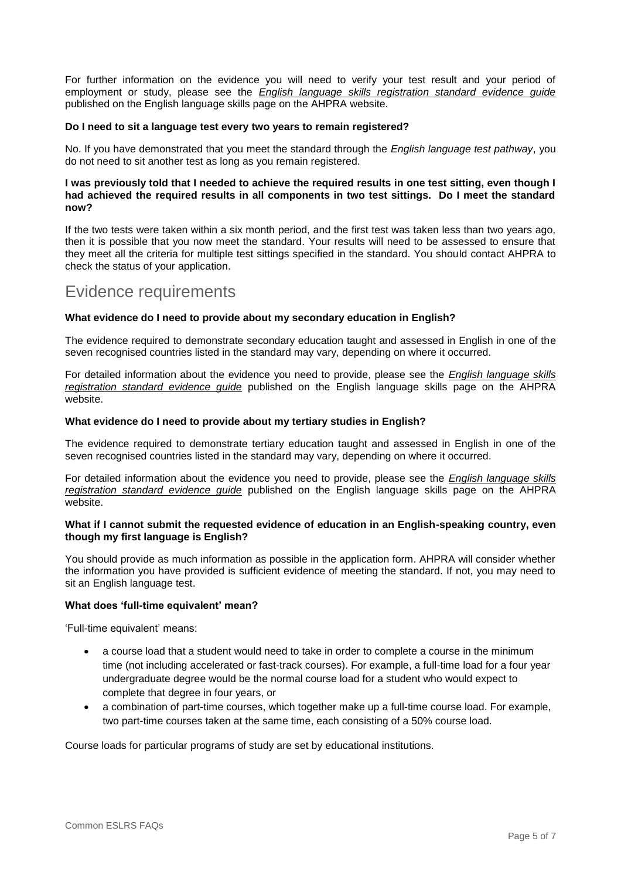For further information on the evidence you will need to verify your test result and your period of employment or study, please see the *English language skills registration standard evidence guide* published on the English language skills page on the AHPRA website.

**Do I need to sit a language test every two years to remain registered?**

No. If you have demonstrated that you meet the standard through the *English language test pathway*, you do not need to sit another test as long as you remain registered.

**I was previously told that I needed to achieve the required results in one test sitting, even though I had achieved the required results in all components in two test sittings. Do I meet the standard now?**

If the two tests were taken within a six month period, and the first test was taken less than two years ago, then it is possible that you now meet the standard. Your results will need to be assessed to ensure that they meet all the criteria for multiple test sittings specified in the standard. You should contact AHPRA to check the status of your application.

## Evidence requirements

**What evidence do I need to provide about my secondary education in English?**

The evidence required to demonstrate secondary education taught and assessed in English in one of the seven recognised countries listed in the standard may vary, depending on where it occurred.

For detailed information about the evidence you need to provide, please see the *English language skills registration standard evidence guide* published on the English language skills page on the AHPRA website.

**What evidence do I need to provide about my tertiary studies in English?**

The evidence required to demonstrate tertiary education taught and assessed in English in one of the seven recognised countries listed in the standard may vary, depending on where it occurred.

For detailed information about the evidence you need to provide, please see the *English language skills registration standard evidence guide* published on the English language skills page on the AHPRA website.

**What if I cannot submit the requested evidence of education in an English-speaking country, even though my first language is English?**

You should provide as much information as possible in the application form. AHPRA will consider whether the information you have provided is sufficient evidence of meeting the standard. If not, you may need to sit an English language test.

**What does 'full-time equivalent' mean?**

'Full-time equivalent' means:

- a course load that a student would need to take in order to complete a course in the minimum time (not including accelerated or fast-track courses). For example, a full-time load for a four year undergraduate degree would be the normal course load for a student who would expect to complete that degree in four years, or
- a combination of part-time courses, which together make up a full-time course load. For example, two part-time courses taken at the same time, each consisting of a 50% course load.

Course loads for particular programs of study are set by educational institutions.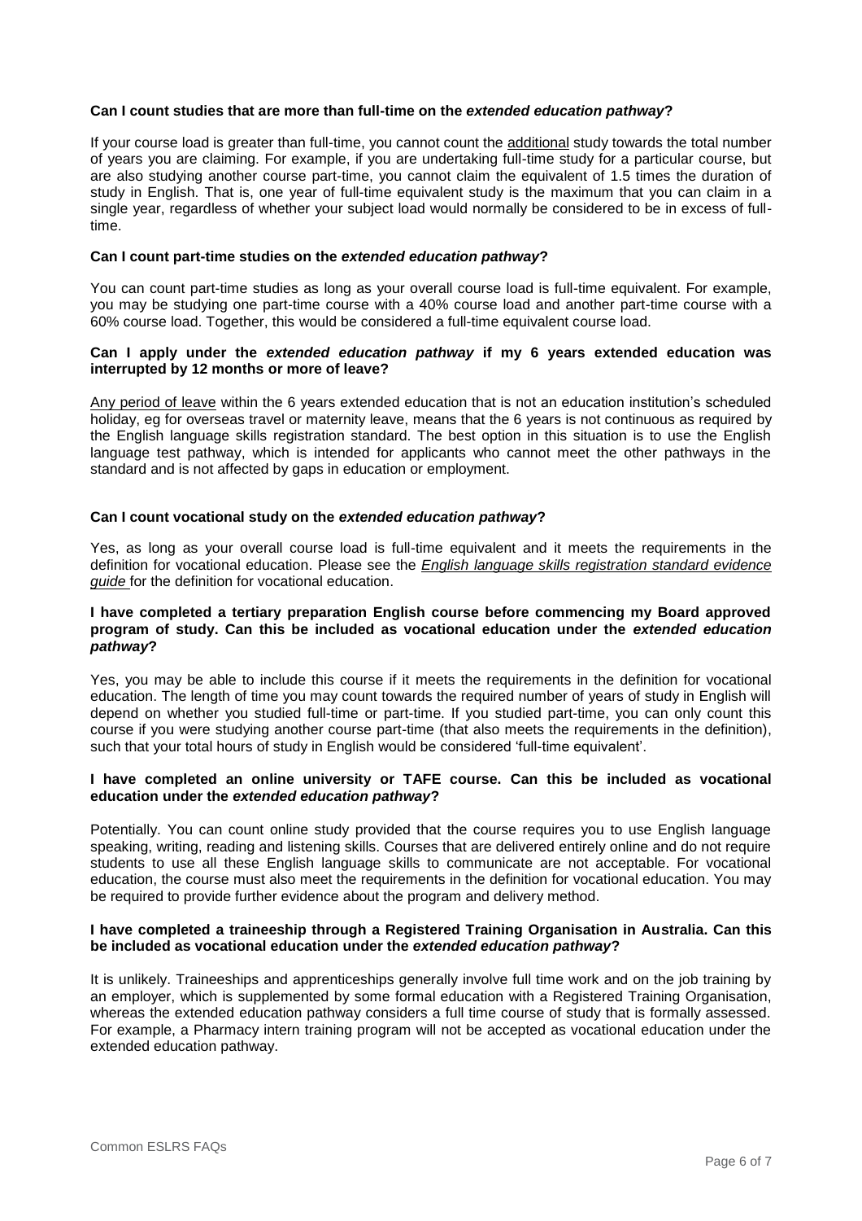**Can I count studies that are more than full-time on the *extended education pathway*?**

If your course load is greater than full-time, you cannot count the additional study towards the total number of years you are claiming. For example, if you are undertaking full-time study for a particular course, but are also studying another course part-time, you cannot claim the equivalent of 1.5 times the duration of study in English. That is, one year of full-time equivalent study is the maximum that you can claim in a single year, regardless of whether your subject load would normally be considered to be in excess of full-time.

**Can I count part-time studies on the *extended education pathway*?**

You can count part-time studies as long as your overall course load is full-time equivalent. For example, you may be studying one part-time course with a 40% course load and another part-time course with a 60% course load. Together, this would be considered a full-time equivalent course load.

**Can I apply under the *extended education pathway* if my 6 years extended education was interrupted by 12 months or more of leave?**

Any period of leave within the 6 years extended education that is not an education institution's scheduled holiday, eg for overseas travel or maternity leave, means that the 6 years is not continuous as required by the English language skills registration standard. The best option in this situation is to use the English language test pathway, which is intended for applicants who cannot meet the other pathways in the standard and is not affected by gaps in education or employment.

**Can I count vocational study on the *extended education pathway*?**

Yes, as long as your overall course load is full-time equivalent and it meets the requirements in the definition for vocational education. Please see the *English language skills registration standard evidence guide* for the definition for vocational education.

**I have completed a tertiary preparation English course before commencing my Board approved program of study. Can this be included as vocational education under the *extended education pathway*?**

Yes, you may be able to include this course if it meets the requirements in the definition for vocational education. The length of time you may count towards the required number of years of study in English will depend on whether you studied full-time or part-time. If you studied part-time, you can only count this course if you were studying another course part-time (that also meets the requirements in the definition), such that your total hours of study in English would be considered 'full-time equivalent'.

**I have completed an online university or TAFE course. Can this be included as vocational education under the *extended education pathway*?**

Potentially. You can count online study provided that the course requires you to use English language speaking, writing, reading and listening skills. Courses that are delivered entirely online and do not require students to use all these English language skills to communicate are not acceptable. For vocational education, the course must also meet the requirements in the definition for vocational education. You may be required to provide further evidence about the program and delivery method.

**I have completed a traineeship through a Registered Training Organisation in Australia. Can this be included as vocational education under the *extended education pathway*?**

It is unlikely. Traineeships and apprenticeships generally involve full time work and on the job training by an employer, which is supplemented by some formal education with a Registered Training Organisation, whereas the extended education pathway considers a full time course of study that is formally assessed. For example, a Pharmacy intern training program will not be accepted as vocational education under the extended education pathway.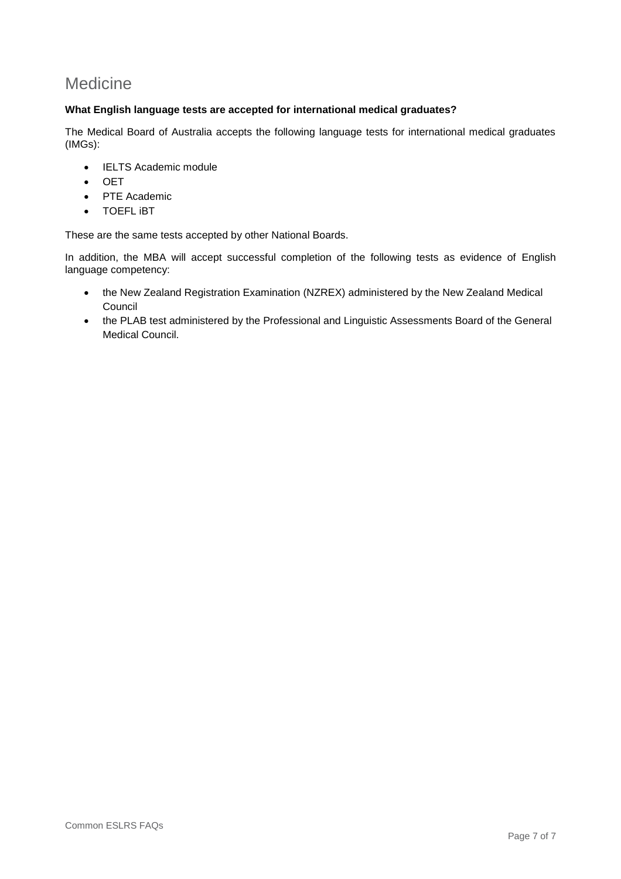# Medicine

**What English language tests are accepted for international medical graduates?**

The Medical Board of Australia accepts the following language tests for international medical graduates (IMGs):

- IELTS Academic module
- OET
- PTE Academic
- TOEFL iBT

These are the same tests accepted by other National Boards.

In addition, the MBA will accept successful completion of the following tests as evidence of English language competency:

- the New Zealand Registration Examination (NZREX) administered by the New Zealand Medical Council
- the PLAB test administered by the Professional and Linguistic Assessments Board of the General Medical Council.